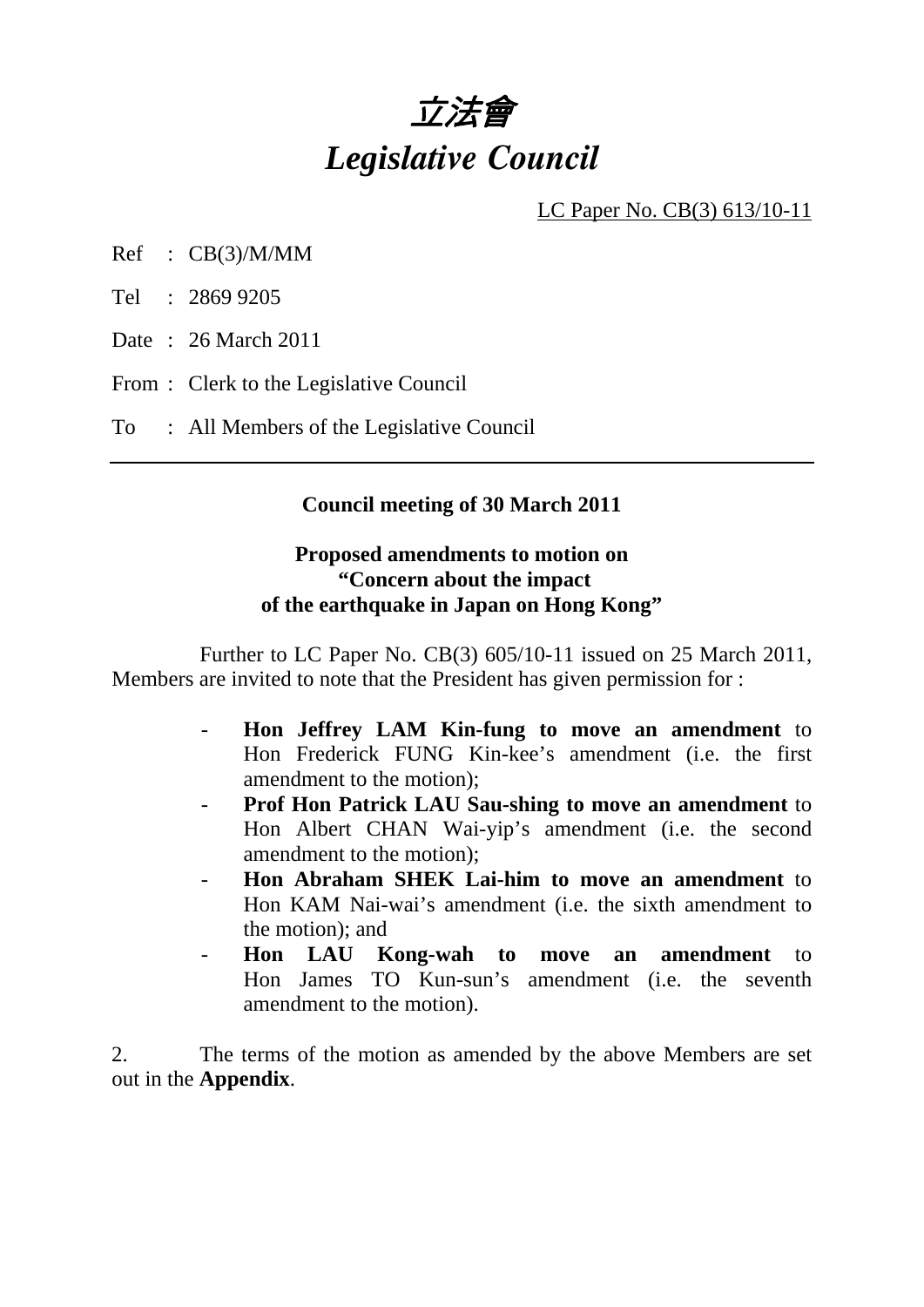# 立法會
# *Legislative Council*

LC Paper No. CB(3) 613/10-11

Ref : CB(3)/M/MM

Tel : 2869 9205

Date : 26 March 2011

From : Clerk to the Legislative Council

To : All Members of the Legislative Council

---

**Council meeting of 30 March 2011**

**Proposed amendments to motion on "Concern about the impact of the earthquake in Japan on Hong Kong"**

Further to LC Paper No. CB(3) 605/10-11 issued on 25 March 2011, Members are invited to note that the President has given permission for :

- **Hon Jeffrey LAM Kin-fung to move an amendment** to Hon Frederick FUNG Kin-kee's amendment (i.e. the first amendment to the motion);
- **Prof Hon Patrick LAU Sau-shing to move an amendment** to Hon Albert CHAN Wai-yip's amendment (i.e. the second amendment to the motion);
- **Hon Abraham SHEK Lai-him to move an amendment** to Hon KAM Nai-wai's amendment (i.e. the sixth amendment to the motion); and
- **Hon LAU Kong-wah to move an amendment** to Hon James TO Kun-sun's amendment (i.e. the seventh amendment to the motion).

2. The terms of the motion as amended by the above Members are set out in the **Appendix**.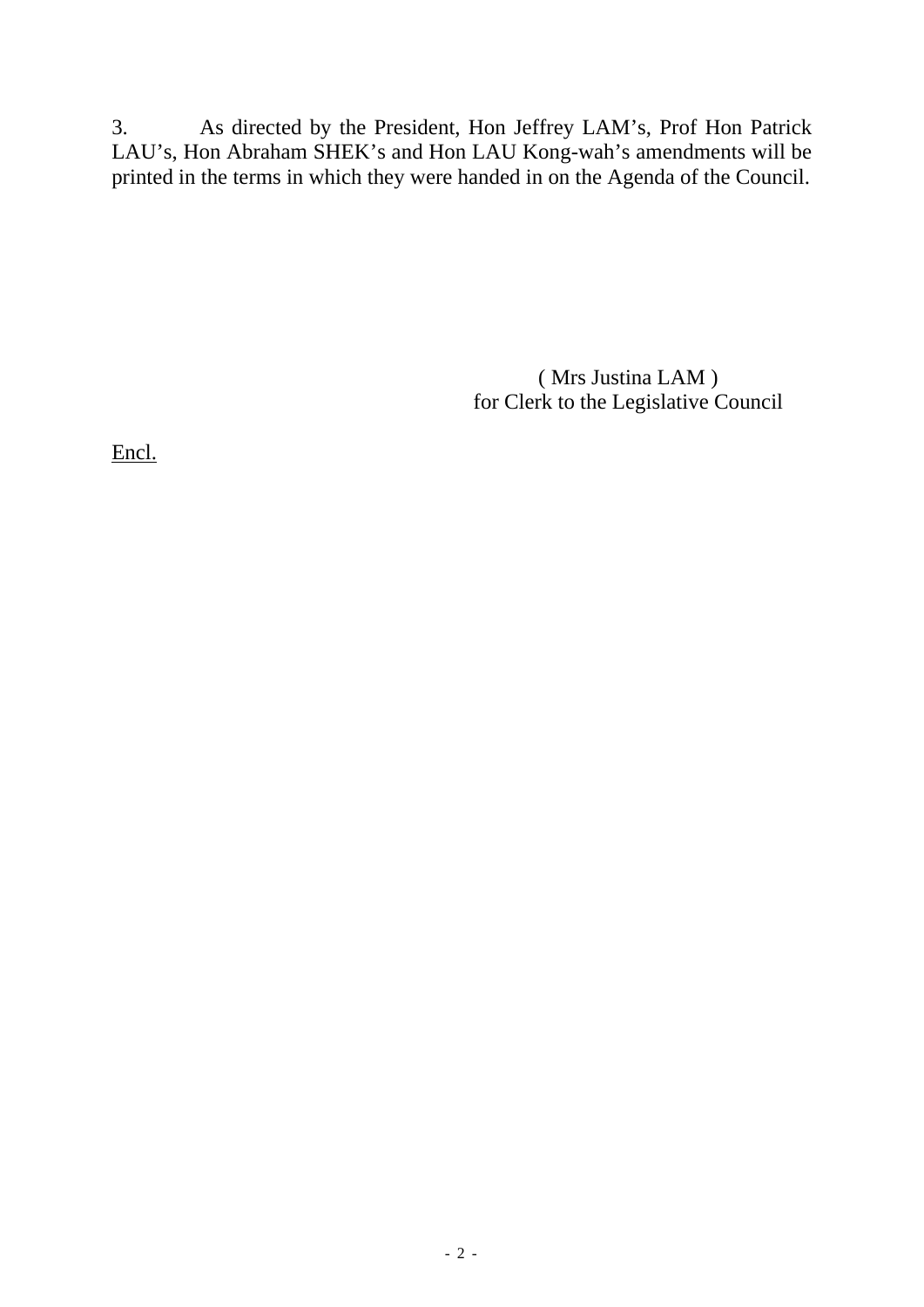3. As directed by the President, Hon Jeffrey LAM's, Prof Hon Patrick LAU's, Hon Abraham SHEK's and Hon LAU Kong-wah's amendments will be printed in the terms in which they were handed in on the Agenda of the Council.

( Mrs Justina LAM )
for Clerk to the Legislative Council

<u>Encl.</u>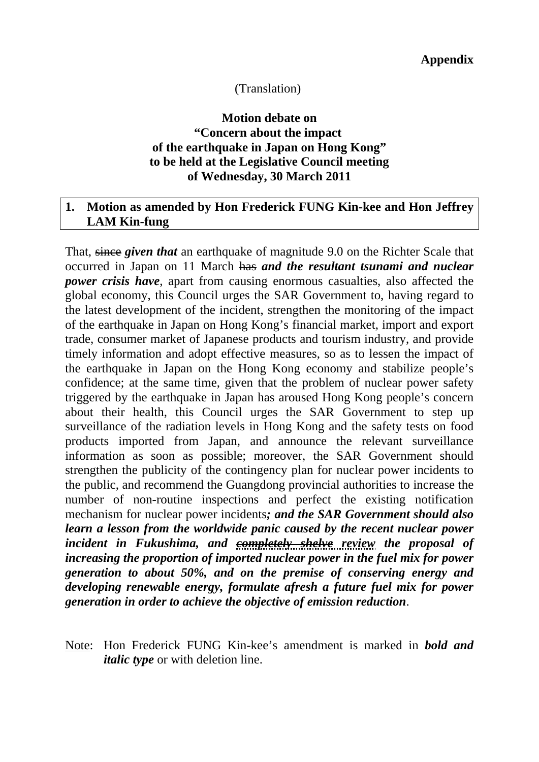**Appendix**

(Translation)

**Motion debate on**
**"Concern about the impact**
**of the earthquake in Japan on Hong Kong"**
**to be held at the Legislative Council meeting**
**of Wednesday, 30 March 2011**

**1. Motion as amended by Hon Frederick FUNG Kin-kee and Hon Jeffrey LAM Kin-fung**

That, ~~since~~ ***given that*** an earthquake of magnitude 9.0 on the Richter Scale that occurred in Japan on 11 March ~~has~~ ***and the resultant tsunami and nuclear power crisis have***, apart from causing enormous casualties, also affected the global economy, this Council urges the SAR Government to, having regard to the latest development of the incident, strengthen the monitoring of the impact of the earthquake in Japan on Hong Kong's financial market, import and export trade, consumer market of Japanese products and tourism industry, and provide timely information and adopt effective measures, so as to lessen the impact of the earthquake in Japan on the Hong Kong economy and stabilize people's confidence; at the same time, given that the problem of nuclear power safety triggered by the earthquake in Japan has aroused Hong Kong people's concern about their health, this Council urges the SAR Government to step up surveillance of the radiation levels in Hong Kong and the safety tests on food products imported from Japan, and announce the relevant surveillance information as soon as possible; moreover, the SAR Government should strengthen the publicity of the contingency plan for nuclear power incidents to the public, and recommend the Guangdong provincial authorities to increase the number of non-routine inspections and perfect the existing notification mechanism for nuclear power incidents***; and the SAR Government should also learn a lesson from the worldwide panic caused by the recent nuclear power incident in Fukushima, and ~~completely shelve~~ review the proposal of increasing the proportion of imported nuclear power in the fuel mix for power generation to about 50%, and on the premise of conserving energy and developing renewable energy, formulate afresh a future fuel mix for power generation in order to achieve the objective of emission reduction***.

Note: Hon Frederick FUNG Kin-kee's amendment is marked in ***bold and italic type*** or with deletion line.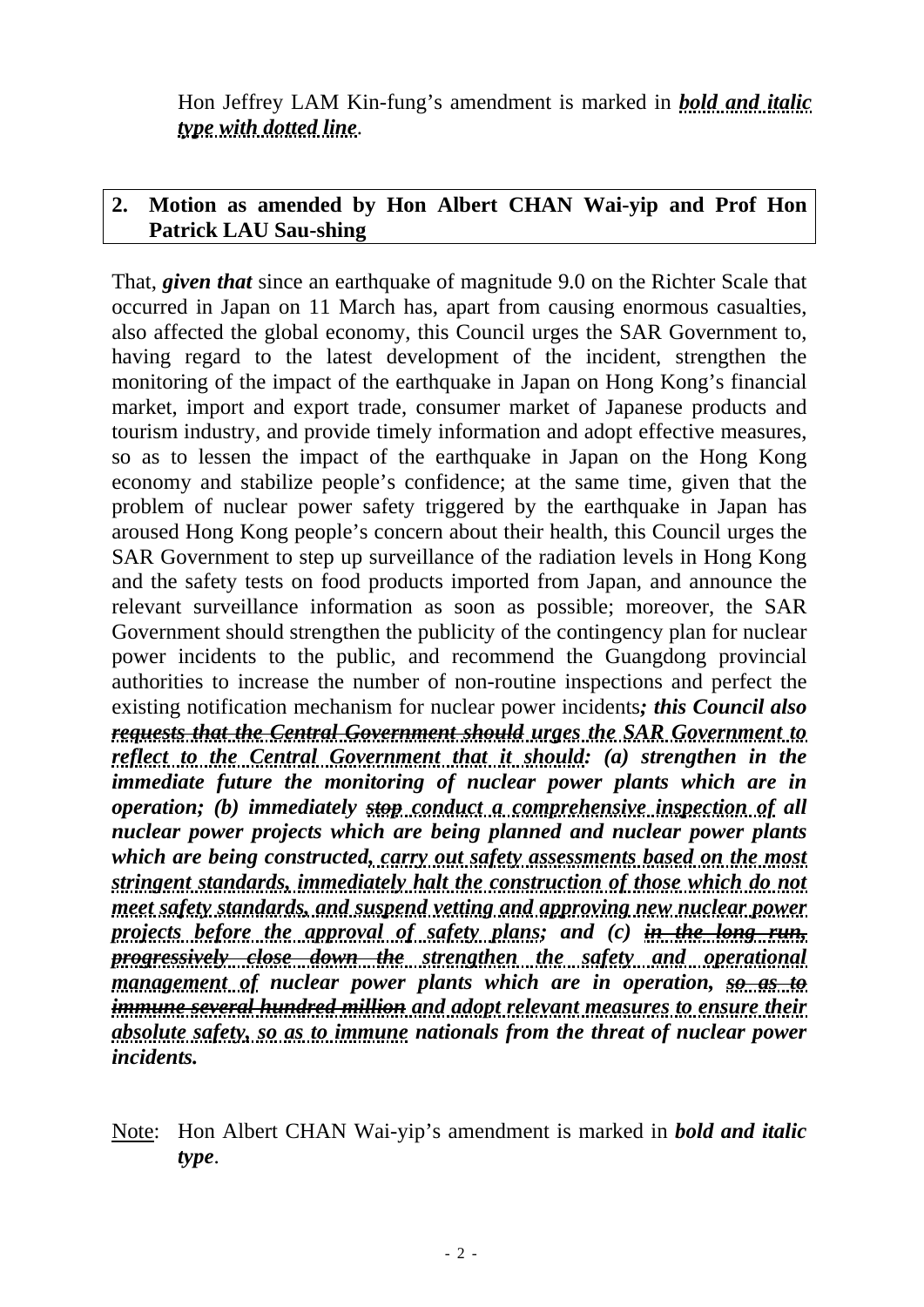Hon Jeffrey LAM Kin-fung's amendment is marked in ***bold and italic type with dotted line***.

## 2. Motion as amended by Hon Albert CHAN Wai-yip and Prof Hon Patrick LAU Sau-shing

That, ***given that*** since an earthquake of magnitude 9.0 on the Richter Scale that occurred in Japan on 11 March has, apart from causing enormous casualties, also affected the global economy, this Council urges the SAR Government to, having regard to the latest development of the incident, strengthen the monitoring of the impact of the earthquake in Japan on Hong Kong's financial market, import and export trade, consumer market of Japanese products and tourism industry, and provide timely information and adopt effective measures, so as to lessen the impact of the earthquake in Japan on the Hong Kong economy and stabilize people's confidence; at the same time, given that the problem of nuclear power safety triggered by the earthquake in Japan has aroused Hong Kong people's concern about their health, this Council urges the SAR Government to step up surveillance of the radiation levels in Hong Kong and the safety tests on food products imported from Japan, and announce the relevant surveillance information as soon as possible; moreover, the SAR Government should strengthen the publicity of the contingency plan for nuclear power incidents to the public, and recommend the Guangdong provincial authorities to increase the number of non-routine inspections and perfect the existing notification mechanism for nuclear power incidents***; this Council also ~~requests that the Central Government should~~ urges the SAR Government to reflect to the Central Government that it should: (a) strengthen in the immediate future the monitoring of nuclear power plants which are in operation; (b) immediately ~~stop~~ conduct a comprehensive inspection of all nuclear power projects which are being planned and nuclear power plants which are being constructed, carry out safety assessments based on the most stringent standards, immediately halt the construction of those which do not meet safety standards, and suspend vetting and approving new nuclear power projects before the approval of safety plans; and (c) ~~in the long run, progressively close down the~~ strengthen the safety and operational management of nuclear power plants which are in operation, ~~so as to immune several hundred million~~ and adopt relevant measures to ensure their absolute safety, so as to immune nationals from the threat of nuclear power incidents.***

Note: Hon Albert CHAN Wai-yip's amendment is marked in ***bold and italic type***.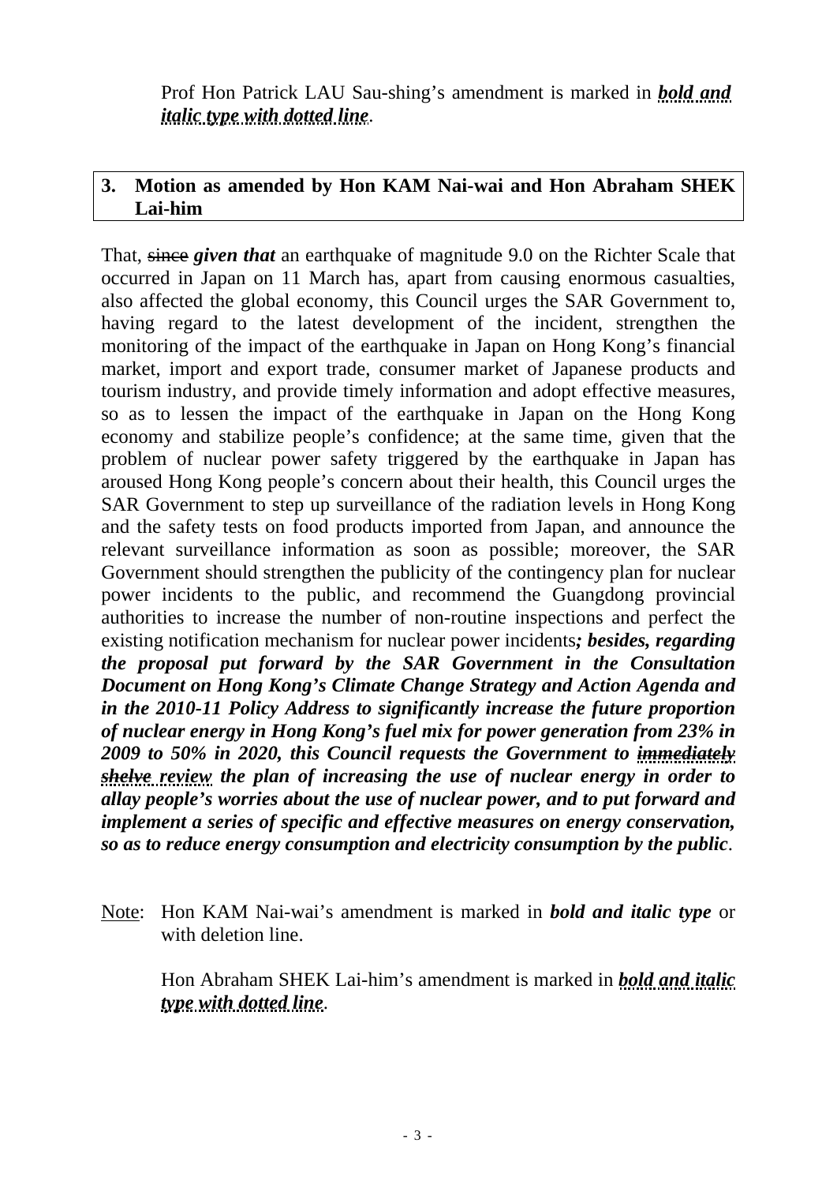Prof Hon Patrick LAU Sau-shing's amendment is marked in ***bold and italic type with dotted line***.

## 3. Motion as amended by Hon KAM Nai-wai and Hon Abraham SHEK Lai-him

That, ~~since~~ ***given that*** an earthquake of magnitude 9.0 on the Richter Scale that occurred in Japan on 11 March has, apart from causing enormous casualties, also affected the global economy, this Council urges the SAR Government to, having regard to the latest development of the incident, strengthen the monitoring of the impact of the earthquake in Japan on Hong Kong's financial market, import and export trade, consumer market of Japanese products and tourism industry, and provide timely information and adopt effective measures, so as to lessen the impact of the earthquake in Japan on the Hong Kong economy and stabilize people's confidence; at the same time, given that the problem of nuclear power safety triggered by the earthquake in Japan has aroused Hong Kong people's concern about their health, this Council urges the SAR Government to step up surveillance of the radiation levels in Hong Kong and the safety tests on food products imported from Japan, and announce the relevant surveillance information as soon as possible; moreover, the SAR Government should strengthen the publicity of the contingency plan for nuclear power incidents to the public, and recommend the Guangdong provincial authorities to increase the number of non-routine inspections and perfect the existing notification mechanism for nuclear power incidents***; besides, regarding the proposal put forward by the SAR Government in the Consultation Document on Hong Kong's Climate Change Strategy and Action Agenda and in the 2010-11 Policy Address to significantly increase the future proportion of nuclear energy in Hong Kong's fuel mix for power generation from 23% in 2009 to 50% in 2020, this Council requests the Government to immediately shelve review the plan of increasing the use of nuclear energy in order to allay people's worries about the use of nuclear power, and to put forward and implement a series of specific and effective measures on energy conservation, so as to reduce energy consumption and electricity consumption by the public***.

Note: Hon KAM Nai-wai's amendment is marked in ***bold and italic type*** or with deletion line.

Hon Abraham SHEK Lai-him's amendment is marked in ***bold and italic type with dotted line***.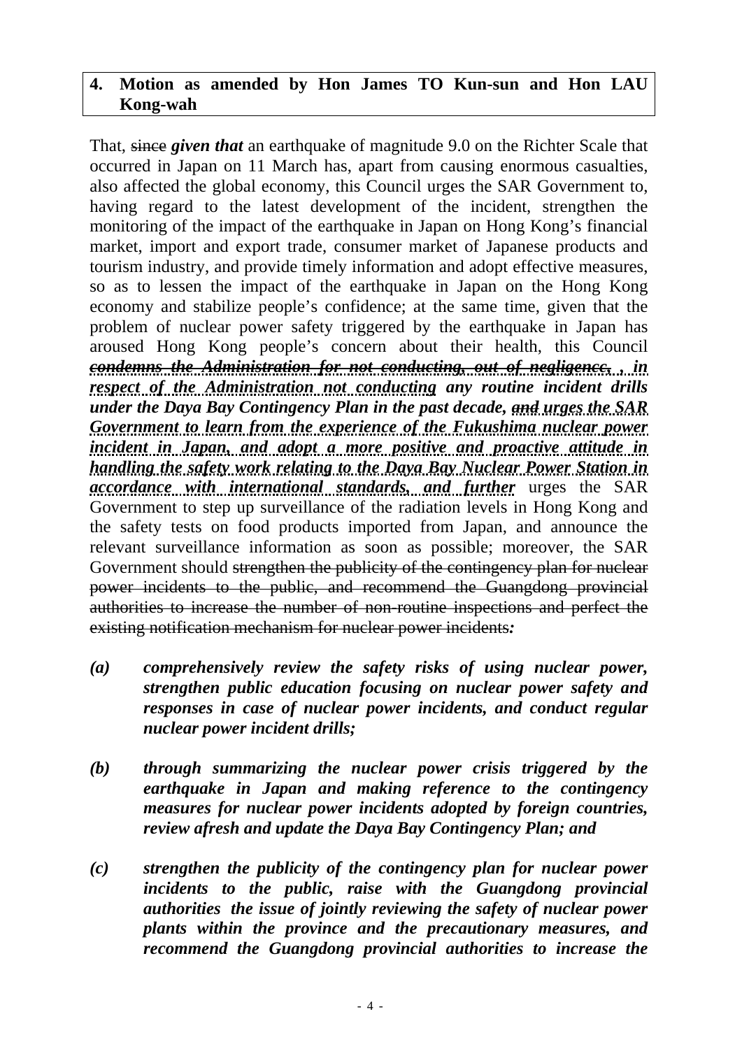**4. Motion as amended by Hon James TO Kun-sun and Hon LAU Kong-wah**

That, ~~since~~ ***given that*** an earthquake of magnitude 9.0 on the Richter Scale that occurred in Japan on 11 March has, apart from causing enormous casualties, also affected the global economy, this Council urges the SAR Government to, having regard to the latest development of the incident, strengthen the monitoring of the impact of the earthquake in Japan on Hong Kong's financial market, import and export trade, consumer market of Japanese products and tourism industry, and provide timely information and adopt effective measures, so as to lessen the impact of the earthquake in Japan on the Hong Kong economy and stabilize people's confidence; at the same time, given that the problem of nuclear power safety triggered by the earthquake in Japan has aroused Hong Kong people's concern about their health, this Council ***~~condemns the Administration for not conducting, out of negligence~~, , in respect of the Administration not conducting*** ***any routine incident drills under the Daya Bay Contingency Plan in the past decade, ~~and~~ urges the SAR Government to learn from the experience of the Fukushima nuclear power incident in Japan, and adopt a more positive and proactive attitude in handling the safety work relating to the Daya Bay Nuclear Power Station in accordance with international standards, and further*** urges the SAR Government to step up surveillance of the radiation levels in Hong Kong and the safety tests on food products imported from Japan, and announce the relevant surveillance information as soon as possible; moreover, the SAR Government should ~~strengthen the publicity of the contingency plan for nuclear power incidents to the public, and recommend the Guangdong provincial authorities to increase the number of non-routine inspections and perfect the existing notification mechanism for nuclear power incidents~~***:***

***(a) comprehensively review the safety risks of using nuclear power, strengthen public education focusing on nuclear power safety and responses in case of nuclear power incidents, and conduct regular nuclear power incident drills;***

***(b) through summarizing the nuclear power crisis triggered by the earthquake in Japan and making reference to the contingency measures for nuclear power incidents adopted by foreign countries, review afresh and update the Daya Bay Contingency Plan; and***

***(c) strengthen the publicity of the contingency plan for nuclear power incidents to the public, raise with the Guangdong provincial authorities the issue of jointly reviewing the safety of nuclear power plants within the province and the precautionary measures, and recommend the Guangdong provincial authorities to increase the***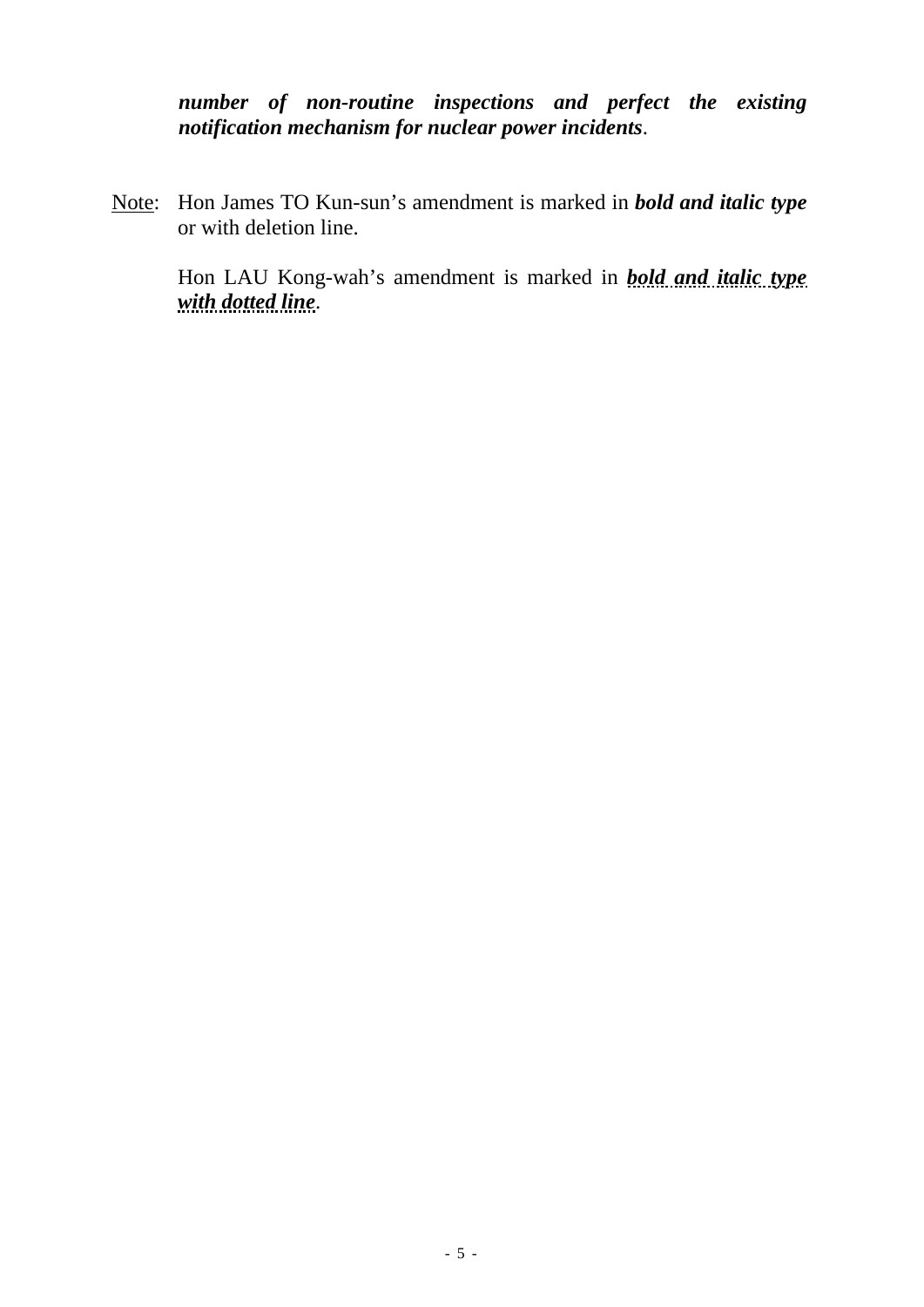***number of non-routine inspections and perfect the existing notification mechanism for nuclear power incidents***.

<u>Note</u>: Hon James TO Kun-sun's amendment is marked in ***bold and italic type*** or with deletion line.

Hon LAU Kong-wah's amendment is marked in ***bold and italic type with dotted line***.